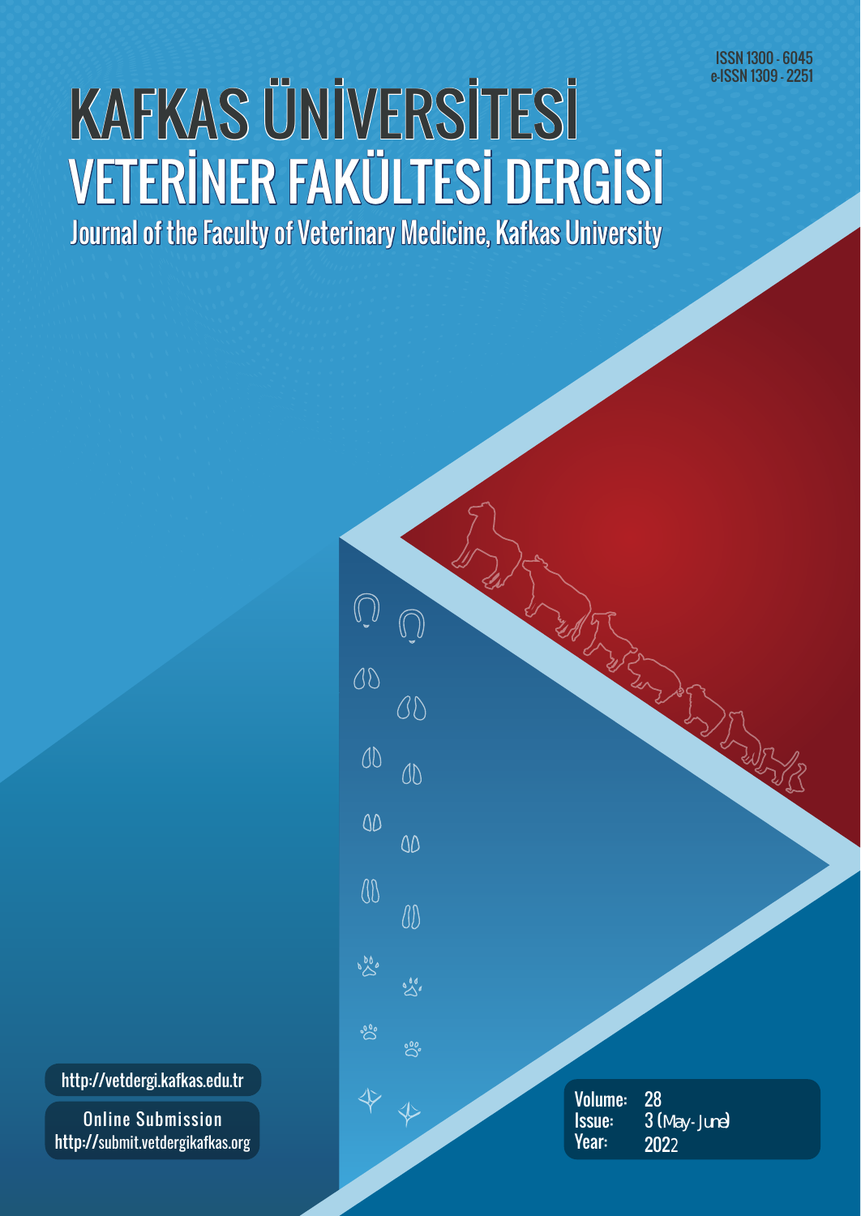ISSN 1300 - 6045
e-ISSN 1309 - 2251

# KAFKAS ÜNİVERSİTESİ
# VETERİNER FAKÜLTESİ DERGİSİ

## Journal of the Faculty of Veterinary Medicine, Kafkas University

http://vetdergi.kafkas.edu.tr

Online Submission
http://submit.vetdergikafkas.org

Volume: 28
Issue: 3 (May - June)
Year: 2022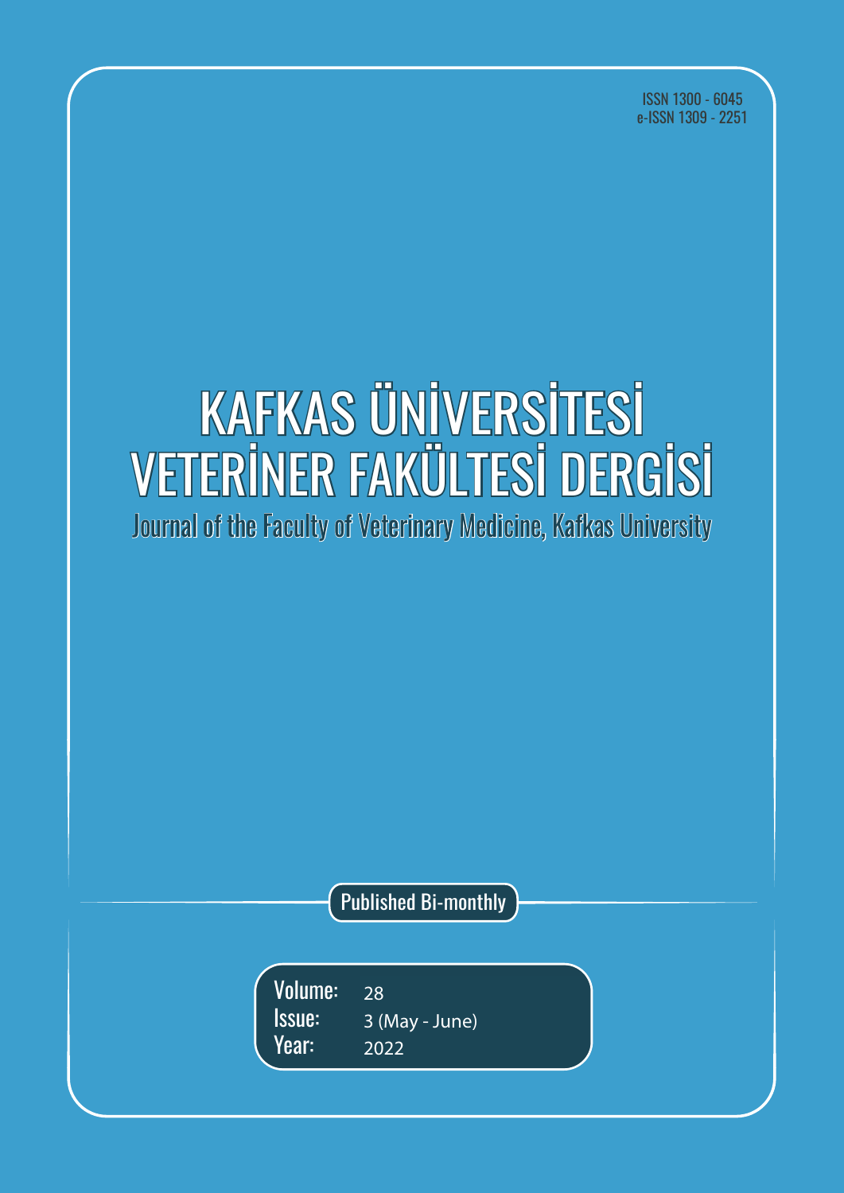ISSN 1300 - 6045
e-ISSN 1309 - 2251

# KAFKAS ÜNİVERSİTESİ VETERİNER FAKÜLTESİ DERGİSİ

## Journal of the Faculty of Veterinary Medicine, Kafkas University

Published Bi-monthly

**Volume:** 28
**Issue:** 3 (May - June)
**Year:** 2022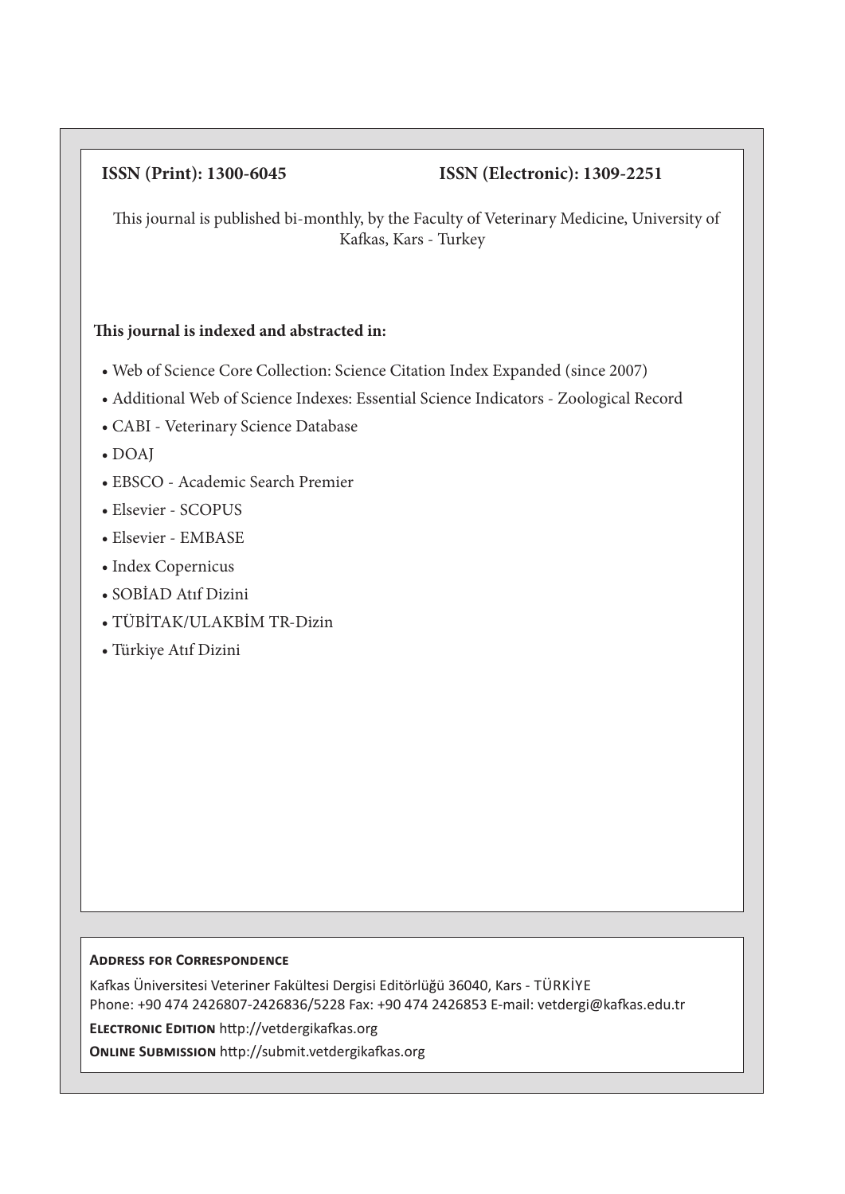**ISSN (Print): 1300-6045** **ISSN (Electronic): 1309-2251**

This journal is published bi-monthly, by the Faculty of Veterinary Medicine, University of Kafkas, Kars - Turkey

**This journal is indexed and abstracted in:**

- Web of Science Core Collection: Science Citation Index Expanded (since 2007)
- Additional Web of Science Indexes: Essential Science Indicators - Zoological Record
- CABI - Veterinary Science Database
- DOAJ
- EBSCO - Academic Search Premier
- Elsevier - SCOPUS
- Elsevier - EMBASE
- Index Copernicus
- SOBİAD Atıf Dizini
- TÜBİTAK/ULAKBİM TR-Dizin
- Türkiye Atıf Dizini

**Address for Correspondence**

Kafkas Üniversitesi Veteriner Fakültesi Dergisi Editörlüğü 36040, Kars - TÜRKİYE
Phone: +90 474 2426807-2426836/5228 Fax: +90 474 2426853 E-mail: vetdergi@kafkas.edu.tr

**Electronic Edition** http://vetdergikafkas.org

**Online Submission** http://submit.vetdergikafkas.org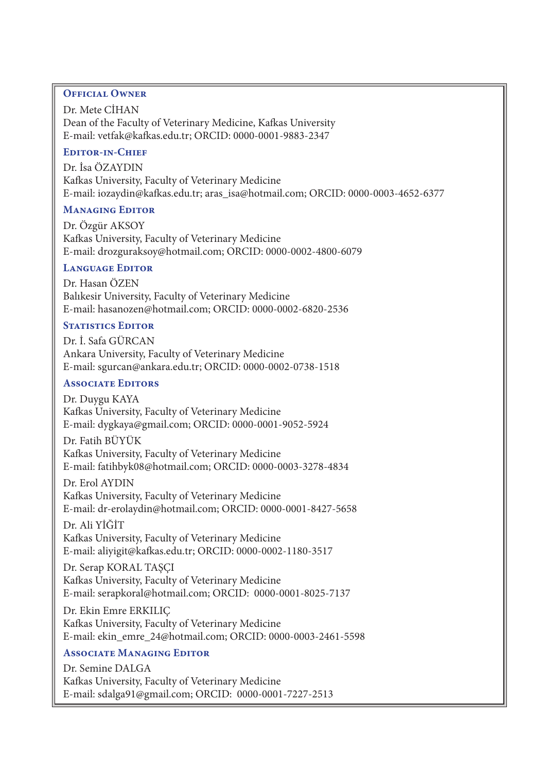## Official Owner

Dr. Mete CİHAN
Dean of the Faculty of Veterinary Medicine, Kafkas University
E-mail: vetfak@kafkas.edu.tr; ORCID: 0000-0001-9883-2347

## Editor-in-Chief

Dr. İsa ÖZAYDIN
Kafkas University, Faculty of Veterinary Medicine
E-mail: iozaydin@kafkas.edu.tr; aras_isa@hotmail.com; ORCID: 0000-0003-4652-6377

## Managing Editor

Dr. Özgür AKSOY
Kafkas University, Faculty of Veterinary Medicine
E-mail: drozguraksoy@hotmail.com; ORCID: 0000-0002-4800-6079

## Language Editor

Dr. Hasan ÖZEN
Balıkesir University, Faculty of Veterinary Medicine
E-mail: hasanozen@hotmail.com; ORCID: 0000-0002-6820-2536

## Statistics Editor

Dr. İ. Safa GÜRCAN
Ankara University, Faculty of Veterinary Medicine
E-mail: sgurcan@ankara.edu.tr; ORCID: 0000-0002-0738-1518

## Associate Editors

Dr. Duygu KAYA
Kafkas University, Faculty of Veterinary Medicine
E-mail: dygkaya@gmail.com; ORCID: 0000-0001-9052-5924

Dr. Fatih BÜYÜK
Kafkas University, Faculty of Veterinary Medicine
E-mail: fatihbyk08@hotmail.com; ORCID: 0000-0003-3278-4834

Dr. Erol AYDIN
Kafkas University, Faculty of Veterinary Medicine
E-mail: dr-erolaydin@hotmail.com; ORCID: 0000-0001-8427-5658

Dr. Ali YİĞİT
Kafkas University, Faculty of Veterinary Medicine
E-mail: aliyigit@kafkas.edu.tr; ORCID: 0000-0002-1180-3517

Dr. Serap KORAL TAŞÇI
Kafkas University, Faculty of Veterinary Medicine
E-mail: serapkoral@hotmail.com; ORCID: 0000-0001-8025-7137

Dr. Ekin Emre ERKILIÇ
Kafkas University, Faculty of Veterinary Medicine
E-mail: ekin_emre_24@hotmail.com; ORCID: 0000-0003-2461-5598

## Associate Managing Editor

Dr. Semine DALGA
Kafkas University, Faculty of Veterinary Medicine
E-mail: sdalga91@gmail.com; ORCID: 0000-0001-7227-2513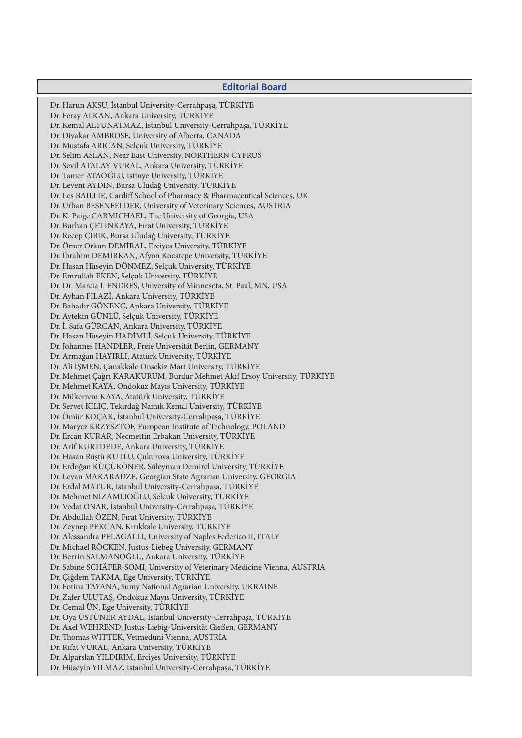## Editorial Board

Dr. Harun AKSU, İstanbul University-Cerrahpaşa, TÜRKİYE
Dr. Feray ALKAN, Ankara University, TÜRKİYE
Dr. Kemal ALTUNATMAZ, İstanbul University-Cerrahpaşa, TÜRKİYE
Dr. Divakar AMBROSE, University of Alberta, CANADA
Dr. Mustafa ARICAN, Selçuk University, TÜRKİYE
Dr. Selim ASLAN, Near East University, NORTHERN CYPRUS
Dr. Sevil ATALAY VURAL, Ankara University, TÜRKİYE
Dr. Tamer ATAOĞLU, İstinye University, TÜRKİYE
Dr. Levent AYDIN, Bursa Uludağ University, TÜRKİYE
Dr. Les BAILLIE, Cardiff School of Pharmacy & Pharmaceutical Sciences, UK
Dr. Urban BESENFELDER, University of Veterinary Sciences, AUSTRIA
Dr. K. Paige CARMICHAEL, The University of Georgia, USA
Dr. Burhan ÇETİNKAYA, Fırat University, TÜRKİYE
Dr. Recep ÇIBIK, Bursa Uludağ University, TÜRKİYE
Dr. Ömer Orkun DEMİRAL, Erciyes University, TÜRKİYE
Dr. İbrahim DEMİRKAN, Afyon Kocatepe University, TÜRKİYE
Dr. Hasan Hüseyin DÖNMEZ, Selçuk University, TÜRKİYE
Dr. Emrullah EKEN, Selçuk University, TÜRKİYE
Dr. Dr. Marcia I. ENDRES, University of Minnesota, St. Paul, MN, USA
Dr. Ayhan FİLAZİ, Ankara University, TÜRKİYE
Dr. Bahadır GÖNENÇ, Ankara University, TÜRKİYE
Dr. Aytekin GÜNLÜ, Selçuk University, TÜRKİYE
Dr. İ. Safa GÜRCAN, Ankara University, TÜRKİYE
Dr. Hasan Hüseyin HADİMLİ, Selçuk University, TÜRKİYE
Dr. Johannes HANDLER, Freie Universität Berlin, GERMANY
Dr. Armağan HAYIRLI, Atatürk University, TÜRKİYE
Dr. Ali İŞMEN, Çanakkale Onsekiz Mart University, TÜRKİYE
Dr. Mehmet Çağrı KARAKURUM, Burdur Mehmet Akif Ersoy University, TÜRKİYE
Dr. Mehmet KAYA, Ondokuz Mayıs University, TÜRKİYE
Dr. Mükerrem KAYA, Atatürk University, TÜRKİYE
Dr. Servet KILIÇ, Tekirdağ Namık Kemal University, TÜRKİYE
Dr. Ömür KOÇAK, İstanbul University-Cerrahpaşa, TÜRKİYE
Dr. Marycz KRZYSZTOF, European Institute of Technology, POLAND
Dr. Ercan KURAR, Necmettin Erbakan University, TÜRKİYE
Dr. Arif KURTDEDE, Ankara University, TÜRKİYE
Dr. Hasan Rüştü KUTLU, Çukurova University, TÜRKİYE
Dr. Erdoğan KÜÇÜKÖNER, Süleyman Demirel University, TÜRKİYE
Dr. Levan MAKARADZE, Georgian State Agrarian University, GEORGIA
Dr. Erdal MATUR, İstanbul University-Cerrahpaşa, TÜRKİYE
Dr. Mehmet NİZAMLIOĞLU, Selcuk University, TÜRKİYE
Dr. Vedat ONAR, İstanbul University-Cerrahpaşa, TÜRKİYE
Dr. Abdullah ÖZEN, Fırat University, TÜRKİYE
Dr. Zeynep PEKCAN, Kırıkkale University, TÜRKİYE
Dr. Alessandra PELAGALLI, University of Naples Federico II, ITALY
Dr. Michael RÖCKEN, Justus-Liebeg University, GERMANY
Dr. Berrin SALMANOĞLU, Ankara University, TÜRKİYE
Dr. Sabine SCHÄFER-SOMI, University of Veterinary Medicine Vienna, AUSTRIA
Dr. Çiğdem TAKMA, Ege University, TÜRKİYE
Dr. Fotina TAYANA, Sumy National Agrarian University, UKRAINE
Dr. Zafer ULUTAŞ, Ondokuz Mayıs University, TÜRKİYE
Dr. Cemal ÜN, Ege University, TÜRKİYE
Dr. Oya ÜSTÜNER AYDAL, İstanbul University-Cerrahpaşa, TÜRKİYE
Dr. Axel WEHREND, Justus-Liebig-Universität Gießen, GERMANY
Dr. Thomas WITTEK, Vetmeduni Vienna, AUSTRIA
Dr. Rıfat VURAL, Ankara University, TÜRKİYE
Dr. Alparslan YILDIRIM, Erciyes University, TÜRKİYE
Dr. Hüseyin YILMAZ, İstanbul University-Cerrahpaşa, TÜRKİYE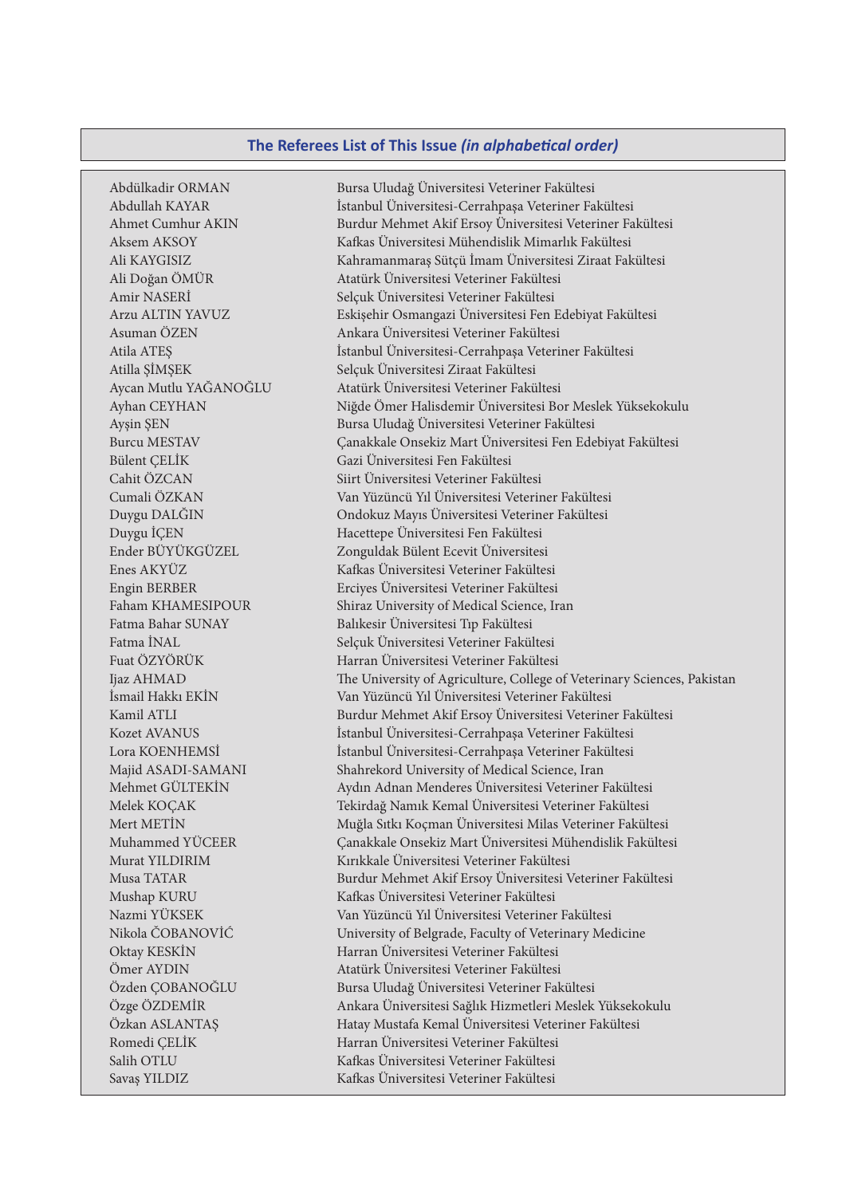## The Referees List of This Issue *(in alphabetical order)*

| | |
|---|---|
| Abdülkadir ORMAN | Bursa Uludağ Üniversitesi Veteriner Fakültesi |
| Abdullah KAYAR | İstanbul Üniversitesi-Cerrahpaşa Veteriner Fakültesi |
| Ahmet Cumhur AKIN | Burdur Mehmet Akif Ersoy Üniversitesi Veteriner Fakültesi |
| Aksem AKSOY | Kafkas Üniversitesi Mühendislik Mimarlık Fakültesi |
| Ali KAYGISIZ | Kahramanmaraş Sütçü İmam Üniversitesi Ziraat Fakültesi |
| Ali Doğan ÖMÜR | Atatürk Üniversitesi Veteriner Fakültesi |
| Amir NASERİ | Selçuk Üniversitesi Veteriner Fakültesi |
| Arzu ALTIN YAVUZ | Eskişehir Osmangazi Üniversitesi Fen Edebiyat Fakültesi |
| Asuman ÖZEN | Ankara Üniversitesi Veteriner Fakültesi |
| Atila ATEŞ | İstanbul Üniversitesi-Cerrahpaşa Veteriner Fakültesi |
| Atilla ŞİMŞEK | Selçuk Üniversitesi Ziraat Fakültesi |
| Aycan Mutlu YAĞANOĞLU | Atatürk Üniversitesi Veteriner Fakültesi |
| Ayhan CEYHAN | Niğde Ömer Halisdemir Üniversitesi Bor Meslek Yüksekokulu |
| Ayşin ŞEN | Bursa Uludağ Üniversitesi Veteriner Fakültesi |
| Burcu MESTAV | Çanakkale Onsekiz Mart Üniversitesi Fen Edebiyat Fakültesi |
| Bülent ÇELİK | Gazi Üniversitesi Fen Fakültesi |
| Cahit ÖZCAN | Siirt Üniversitesi Veteriner Fakültesi |
| Cumali ÖZKAN | Van Yüzüncü Yıl Üniversitesi Veteriner Fakültesi |
| Duygu DALĞIN | Ondokuz Mayıs Üniversitesi Veteriner Fakültesi |
| Duygu İÇEN | Hacettepe Üniversitesi Fen Fakültesi |
| Ender BÜYÜKGÜZEL | Zonguldak Bülent Ecevit Üniversitesi |
| Enes AKYÜZ | Kafkas Üniversitesi Veteriner Fakültesi |
| Engin BERBER | Erciyes Üniversitesi Veteriner Fakültesi |
| Faham KHAMESIPOUR | Shiraz University of Medical Science, Iran |
| Fatma Bahar SUNAY | Balıkesir Üniversitesi Tıp Fakültesi |
| Fatma İNAL | Selçuk Üniversitesi Veteriner Fakültesi |
| Fuat ÖZYÖRÜK | Harran Üniversitesi Veteriner Fakültesi |
| Ijaz AHMAD | The University of Agriculture, College of Veterinary Sciences, Pakistan |
| İsmail Hakkı EKİN | Van Yüzüncü Yıl Üniversitesi Veteriner Fakültesi |
| Kamil ATLI | Burdur Mehmet Akif Ersoy Üniversitesi Veteriner Fakültesi |
| Kozet AVANUS | İstanbul Üniversitesi-Cerrahpaşa Veteriner Fakültesi |
| Lora KOENHEMSİ | İstanbul Üniversitesi-Cerrahpaşa Veteriner Fakültesi |
| Majid ASADI-SAMANI | Shahrekord University of Medical Science, Iran |
| Mehmet GÜLTEKİN | Aydın Adnan Menderes Üniversitesi Veteriner Fakültesi |
| Melek KOÇAK | Tekirdağ Namık Kemal Üniversitesi Veteriner Fakültesi |
| Mert METİN | Muğla Sıtkı Koçman Üniversitesi Milas Veteriner Fakültesi |
| Muhammed YÜCEER | Çanakkale Onsekiz Mart Üniversitesi Mühendislik Fakültesi |
| Murat YILDIRIM | Kırıkkale Üniversitesi Veteriner Fakültesi |
| Musa TATAR | Burdur Mehmet Akif Ersoy Üniversitesi Veteriner Fakültesi |
| Mushap KURU | Kafkas Üniversitesi Veteriner Fakültesi |
| Nazmi YÜKSEK | Van Yüzüncü Yıl Üniversitesi Veteriner Fakültesi |
| Nikola ČOBANOVİĆ | University of Belgrade, Faculty of Veterinary Medicine |
| Oktay KESKİN | Harran Üniversitesi Veteriner Fakültesi |
| Ömer AYDIN | Atatürk Üniversitesi Veteriner Fakültesi |
| Özden ÇOBANOĞLU | Bursa Uludağ Üniversitesi Veteriner Fakültesi |
| Özge ÖZDEMİR | Ankara Üniversitesi Sağlık Hizmetleri Meslek Yüksekokulu |
| Özkan ASLANTAŞ | Hatay Mustafa Kemal Üniversitesi Veteriner Fakültesi |
| Romedi ÇELİK | Harran Üniversitesi Veteriner Fakültesi |
| Salih OTLU | Kafkas Üniversitesi Veteriner Fakültesi |
| Savaş YILDIZ | Kafkas Üniversitesi Veteriner Fakültesi |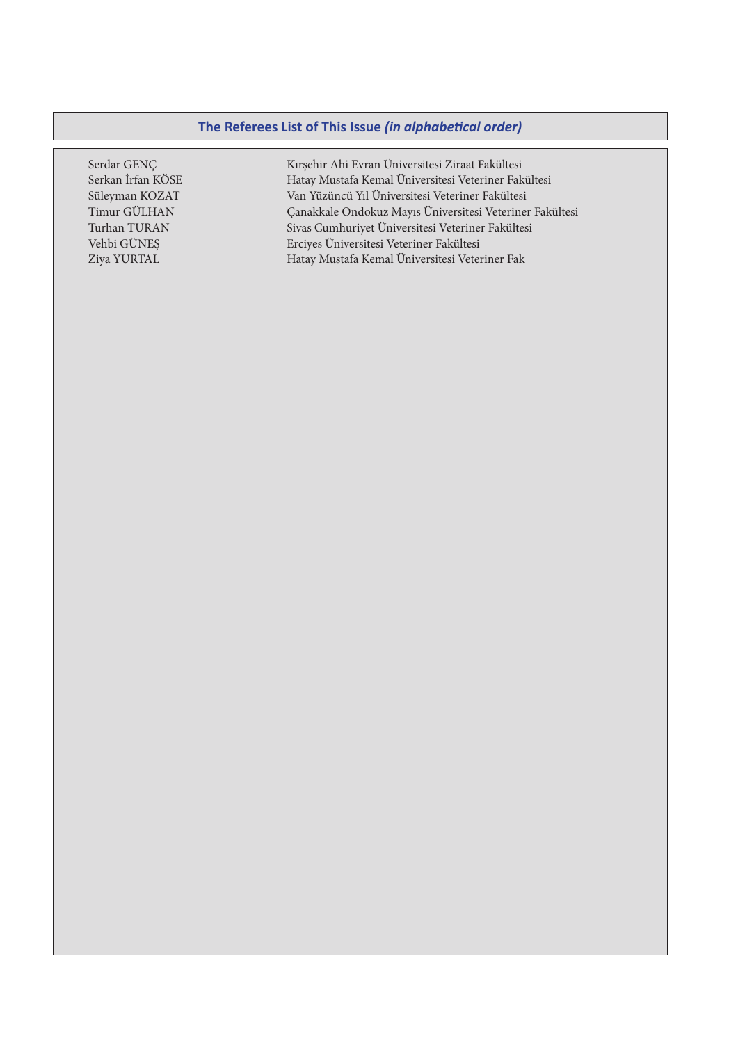## The Referees List of This Issue *(in alphabetical order)*

| | |
|---|---|
| Serdar GENÇ | Kırşehir Ahi Evran Üniversitesi Ziraat Fakültesi |
| Serkan İrfan KÖSE | Hatay Mustafa Kemal Üniversitesi Veteriner Fakültesi |
| Süleyman KOZAT | Van Yüzüncü Yıl Üniversitesi Veteriner Fakültesi |
| Timur GÜLHAN | Çanakkale Ondokuz Mayıs Üniversitesi Veteriner Fakültesi |
| Turhan TURAN | Sivas Cumhuriyet Üniversitesi Veteriner Fakültesi |
| Vehbi GÜNEŞ | Erciyes Üniversitesi Veteriner Fakültesi |
| Ziya YURTAL | Hatay Mustafa Kemal Üniversitesi Veteriner Fak |